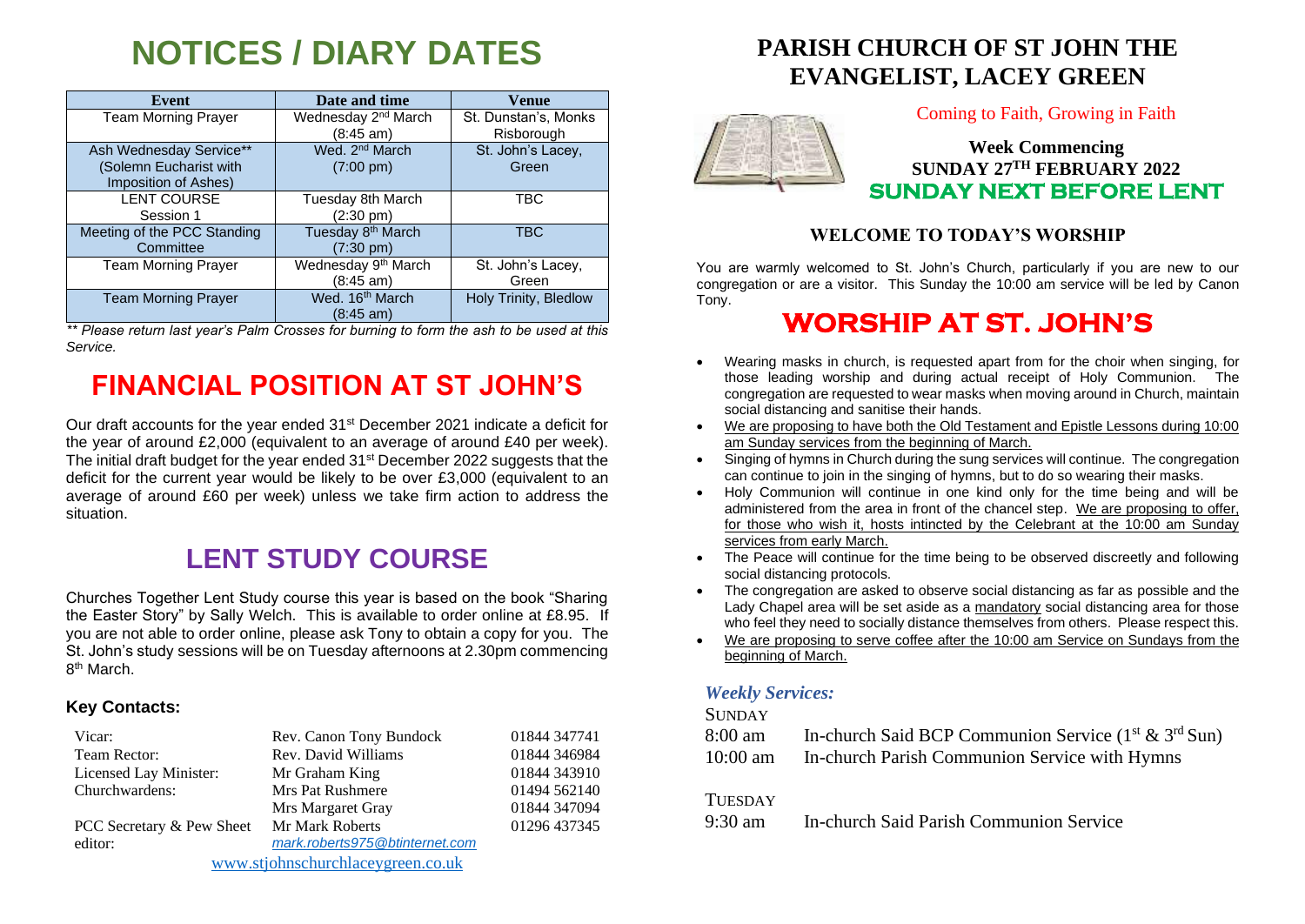# NOTICES / DIARY DATES

| Event | Date and time | Venue |
|---|---|---|
| Team Morning Prayer | Wednesday 2nd March (8:45 am) | St. Dunstan's, Monks Risborough |
| Ash Wednesday Service** (Solemn Eucharist with Imposition of Ashes) | Wed. 2nd March (7:00 pm) | St. John's Lacey, Green |
| LENT COURSE Session 1 | Tuesday 8th March (2:30 pm) | TBC |
| Meeting of the PCC Standing Committee | Tuesday 8th March (7:30 pm) | TBC |
| Team Morning Prayer | Wednesday 9th March (8:45 am) | St. John's Lacey, Green |
| Team Morning Prayer | Wed. 16th March (8:45 am) | Holy Trinity, Bledlow |

*** Please return last year's Palm Crosses for burning to form the ash to be used at this Service.*

# FINANCIAL POSITION AT ST JOHN'S

Our draft accounts for the year ended 31st December 2021 indicate a deficit for the year of around £2,000 (equivalent to an average of around £40 per week). The initial draft budget for the year ended 31st December 2022 suggests that the deficit for the current year would be likely to be over £3,000 (equivalent to an average of around £60 per week) unless we take firm action to address the situation.

# LENT STUDY COURSE

Churches Together Lent Study course this year is based on the book "Sharing the Easter Story" by Sally Welch. This is available to order online at £8.95. If you are not able to order online, please ask Tony to obtain a copy for you. The St. John's study sessions will be on Tuesday afternoons at 2.30pm commencing 8th March.

### Key Contacts:

| | | |
|---|---|---|
| Vicar: | Rev. Canon Tony Bundock | 01844 347741 |
| Team Rector: | Rev. David Williams | 01844 346984 |
| Licensed Lay Minister: | Mr Graham King | 01844 343910 |
| Churchwardens: | Mrs Pat Rushmere | 01494 562140 |
| | Mrs Margaret Gray | 01844 347094 |
| PCC Secretary & Pew Sheet editor: | Mr Mark Roberts *mark.roberts975@btinternet.com* | 01296 437345 |

www.stjohnschurchlaceygreen.co.uk

# PARISH CHURCH OF ST JOHN THE EVANGELIST, LACEY GREEN

Coming to Faith, Growing in Faith

**Week Commencing**
**SUNDAY 27TH FEBRUARY 2022**
**SUNDAY NEXT BEFORE LENT**

## WELCOME TO TODAY'S WORSHIP

You are warmly welcomed to St. John's Church, particularly if you are new to our congregation or are a visitor. This Sunday the 10:00 am service will be led by Canon Tony.

# WORSHIP AT ST. JOHN'S

- Wearing masks in church, is requested apart from for the choir when singing, for those leading worship and during actual receipt of Holy Communion. The congregation are requested to wear masks when moving around in Church, maintain social distancing and sanitise their hands.
- We are proposing to have both the Old Testament and Epistle Lessons during 10:00 am Sunday services from the beginning of March.
- Singing of hymns in Church during the sung services will continue. The congregation can continue to join in the singing of hymns, but to do so wearing their masks.
- Holy Communion will continue in one kind only for the time being and will be administered from the area in front of the chancel step. We are proposing to offer, for those who wish it, hosts intincted by the Celebrant at the 10:00 am Sunday services from early March.
- The Peace will continue for the time being to be observed discreetly and following social distancing protocols.
- The congregation are asked to observe social distancing as far as possible and the Lady Chapel area will be set aside as a mandatory social distancing area for those who feel they need to socially distance themselves from others. Please respect this.
- We are proposing to serve coffee after the 10:00 am Service on Sundays from the beginning of March.

### *Weekly Services:*

SUNDAY

| | |
|---|---|
| 8:00 am | In-church Said BCP Communion Service (1st & 3rd Sun) |
| 10:00 am | In-church Parish Communion Service with Hymns |

TUESDAY

| | |
|---|---|
| 9:30 am | In-church Said Parish Communion Service |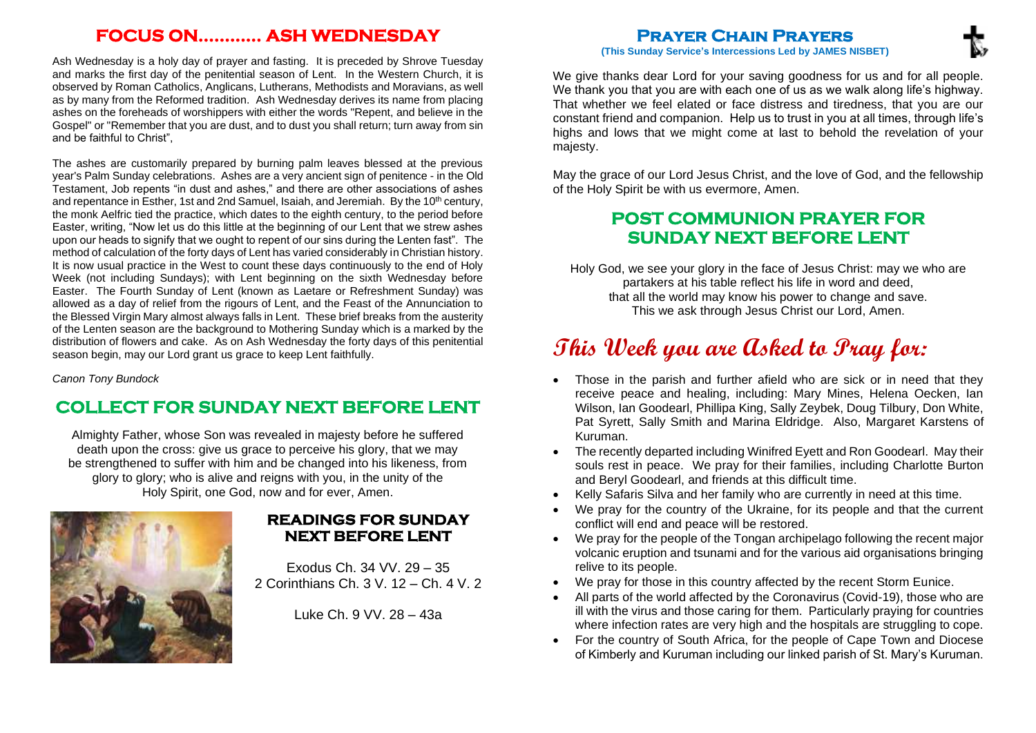# FOCUS ON………… ASH WEDNESDAY

Ash Wednesday is a holy day of prayer and fasting. It is preceded by Shrove Tuesday and marks the first day of the penitential season of Lent. In the Western Church, it is observed by Roman Catholics, Anglicans, Lutherans, Methodists and Moravians, as well as by many from the Reformed tradition. Ash Wednesday derives its name from placing ashes on the foreheads of worshippers with either the words "Repent, and believe in the Gospel" or "Remember that you are dust, and to dust you shall return; turn away from sin and be faithful to Christ",

The ashes are customarily prepared by burning palm leaves blessed at the previous year's Palm Sunday celebrations. Ashes are a very ancient sign of penitence - in the Old Testament, Job repents "in dust and ashes," and there are other associations of ashes and repentance in Esther, 1st and 2nd Samuel, Isaiah, and Jeremiah. By the 10th century, the monk Aelfric tied the practice, which dates to the eighth century, to the period before Easter, writing, "Now let us do this little at the beginning of our Lent that we strew ashes upon our heads to signify that we ought to repent of our sins during the Lenten fast". The method of calculation of the forty days of Lent has varied considerably in Christian history. It is now usual practice in the West to count these days continuously to the end of Holy Week (not including Sundays); with Lent beginning on the sixth Wednesday before Easter. The Fourth Sunday of Lent (known as Laetare or Refreshment Sunday) was allowed as a day of relief from the rigours of Lent, and the Feast of the Annunciation to the Blessed Virgin Mary almost always falls in Lent. These brief breaks from the austerity of the Lenten season are the background to Mothering Sunday which is a marked by the distribution of flowers and cake. As on Ash Wednesday the forty days of this penitential season begin, may our Lord grant us grace to keep Lent faithfully.

*Canon Tony Bundock*

# COLLECT FOR SUNDAY NEXT BEFORE LENT

Almighty Father, whose Son was revealed in majesty before he suffered death upon the cross: give us grace to perceive his glory, that we may be strengthened to suffer with him and be changed into his likeness, from glory to glory; who is alive and reigns with you, in the unity of the Holy Spirit, one God, now and for ever, Amen.

## READINGS FOR SUNDAY NEXT BEFORE LENT

Exodus Ch. 34 VV. 29 – 35
2 Corinthians Ch. 3 V. 12 – Ch. 4 V. 2

Luke Ch. 9 VV. 28 – 43a

## Prayer Chain Prayers

**(This Sunday Service's Intercessions Led by JAMES NISBET)**

We give thanks dear Lord for your saving goodness for us and for all people. We thank you that you are with each one of us as we walk along life's highway. That whether we feel elated or face distress and tiredness, that you are our constant friend and companion. Help us to trust in you at all times, through life's highs and lows that we might come at last to behold the revelation of your majesty.

May the grace of our Lord Jesus Christ, and the love of God, and the fellowship of the Holy Spirit be with us evermore, Amen.

## POST COMMUNION PRAYER FOR SUNDAY NEXT BEFORE LENT

Holy God, we see your glory in the face of Jesus Christ: may we who are partakers at his table reflect his life in word and deed, that all the world may know his power to change and save. This we ask through Jesus Christ our Lord, Amen.

# This Week you are Asked to Pray for:

- Those in the parish and further afield who are sick or in need that they receive peace and healing, including: Mary Mines, Helena Oecken, Ian Wilson, Ian Goodearl, Phillipa King, Sally Zeybek, Doug Tilbury, Don White, Pat Syrett, Sally Smith and Marina Eldridge. Also, Margaret Karstens of Kuruman.
- The recently departed including Winifred Eyett and Ron Goodearl. May their souls rest in peace. We pray for their families, including Charlotte Burton and Beryl Goodearl, and friends at this difficult time.
- Kelly Safaris Silva and her family who are currently in need at this time.
- We pray for the country of the Ukraine, for its people and that the current conflict will end and peace will be restored.
- We pray for the people of the Tongan archipelago following the recent major volcanic eruption and tsunami and for the various aid organisations bringing relive to its people.
- We pray for those in this country affected by the recent Storm Eunice.
- All parts of the world affected by the Coronavirus (Covid-19), those who are ill with the virus and those caring for them. Particularly praying for countries where infection rates are very high and the hospitals are struggling to cope.
- For the country of South Africa, for the people of Cape Town and Diocese of Kimberly and Kuruman including our linked parish of St. Mary's Kuruman.